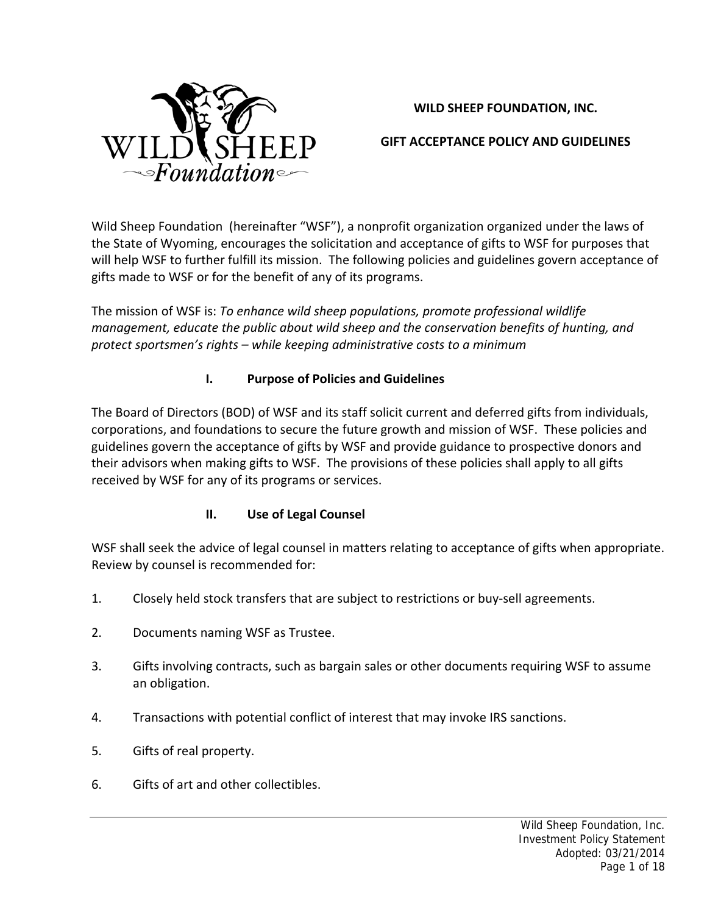# WILD SHEEP FOUNDATION, INC.

## GIFT ACCEPTANCE POLICY AND GUIDELINES

Wild Sheep Foundation (hereinafter "WSF"), a nonprofit organization organized under the laws of the State of Wyoming, encourages the solicitation and acceptance of gifts to WSF for purposes that will help WSF to further fulfill its mission. The following policies and guidelines govern acceptance of gifts made to WSF or for the benefit of any of its programs.

The mission of WSF is: *To enhance wild sheep populations, promote professional wildlife management, educate the public about wild sheep and the conservation benefits of hunting, and protect sportsmen's rights – while keeping administrative costs to a minimum*

### I. Purpose of Policies and Guidelines

The Board of Directors (BOD) of WSF and its staff solicit current and deferred gifts from individuals, corporations, and foundations to secure the future growth and mission of WSF. These policies and guidelines govern the acceptance of gifts by WSF and provide guidance to prospective donors and their advisors when making gifts to WSF. The provisions of these policies shall apply to all gifts received by WSF for any of its programs or services.

### II. Use of Legal Counsel

WSF shall seek the advice of legal counsel in matters relating to acceptance of gifts when appropriate. Review by counsel is recommended for:

1. Closely held stock transfers that are subject to restrictions or buy-sell agreements.
2. Documents naming WSF as Trustee.
3. Gifts involving contracts, such as bargain sales or other documents requiring WSF to assume an obligation.
4. Transactions with potential conflict of interest that may invoke IRS sanctions.
5. Gifts of real property.
6. Gifts of art and other collectibles.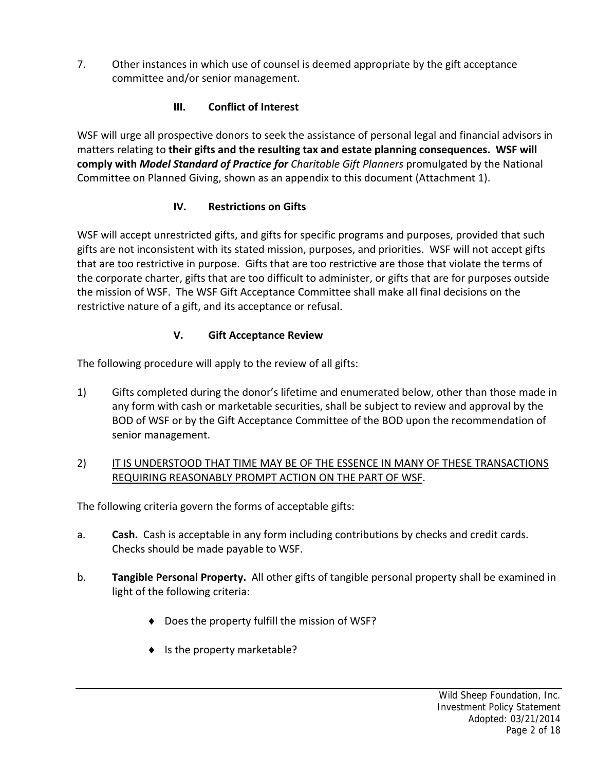7. Other instances in which use of counsel is deemed appropriate by the gift acceptance committee and/or senior management.

## III. Conflict of Interest

WSF will urge all prospective donors to seek the assistance of personal legal and financial advisors in matters relating to **their gifts and the resulting tax and estate planning consequences. WSF will comply with *Model Standard of Practice for*** *Charitable Gift Planners* promulgated by the National Committee on Planned Giving, shown as an appendix to this document (Attachment 1).

## IV. Restrictions on Gifts

WSF will accept unrestricted gifts, and gifts for specific programs and purposes, provided that such gifts are not inconsistent with its stated mission, purposes, and priorities. WSF will not accept gifts that are too restrictive in purpose. Gifts that are too restrictive are those that violate the terms of the corporate charter, gifts that are too difficult to administer, or gifts that are for purposes outside the mission of WSF. The WSF Gift Acceptance Committee shall make all final decisions on the restrictive nature of a gift, and its acceptance or refusal.

## V. Gift Acceptance Review

The following procedure will apply to the review of all gifts:

1) Gifts completed during the donor's lifetime and enumerated below, other than those made in any form with cash or marketable securities, shall be subject to review and approval by the BOD of WSF or by the Gift Acceptance Committee of the BOD upon the recommendation of senior management.

2) <u>IT IS UNDERSTOOD THAT TIME MAY BE OF THE ESSENCE IN MANY OF THESE TRANSACTIONS REQUIRING REASONABLY PROMPT ACTION ON THE PART OF WSF</u>.

The following criteria govern the forms of acceptable gifts:

a. **Cash.** Cash is acceptable in any form including contributions by checks and credit cards. Checks should be made payable to WSF.

b. **Tangible Personal Property.** All other gifts of tangible personal property shall be examined in light of the following criteria:

- Does the property fulfill the mission of WSF?
- Is the property marketable?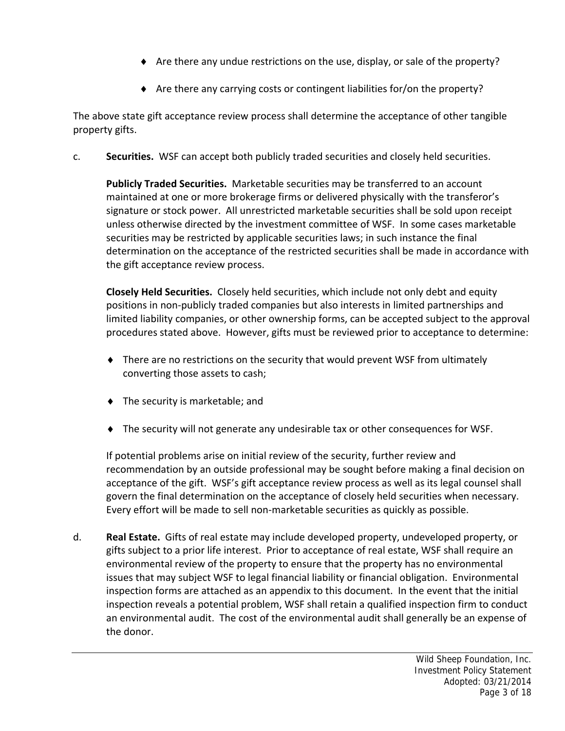- Are there any undue restrictions on the use, display, or sale of the property?
- Are there any carrying costs or contingent liabilities for/on the property?

The above state gift acceptance review process shall determine the acceptance of other tangible property gifts.

c. **Securities.** WSF can accept both publicly traded securities and closely held securities.

**Publicly Traded Securities.** Marketable securities may be transferred to an account maintained at one or more brokerage firms or delivered physically with the transferor's signature or stock power. All unrestricted marketable securities shall be sold upon receipt unless otherwise directed by the investment committee of WSF. In some cases marketable securities may be restricted by applicable securities laws; in such instance the final determination on the acceptance of the restricted securities shall be made in accordance with the gift acceptance review process.

**Closely Held Securities.** Closely held securities, which include not only debt and equity positions in non-publicly traded companies but also interests in limited partnerships and limited liability companies, or other ownership forms, can be accepted subject to the approval procedures stated above. However, gifts must be reviewed prior to acceptance to determine:

- There are no restrictions on the security that would prevent WSF from ultimately converting those assets to cash;
- The security is marketable; and
- The security will not generate any undesirable tax or other consequences for WSF.

If potential problems arise on initial review of the security, further review and recommendation by an outside professional may be sought before making a final decision on acceptance of the gift. WSF's gift acceptance review process as well as its legal counsel shall govern the final determination on the acceptance of closely held securities when necessary. Every effort will be made to sell non-marketable securities as quickly as possible.

d. **Real Estate.** Gifts of real estate may include developed property, undeveloped property, or gifts subject to a prior life interest. Prior to acceptance of real estate, WSF shall require an environmental review of the property to ensure that the property has no environmental issues that may subject WSF to legal financial liability or financial obligation. Environmental inspection forms are attached as an appendix to this document. In the event that the initial inspection reveals a potential problem, WSF shall retain a qualified inspection firm to conduct an environmental audit. The cost of the environmental audit shall generally be an expense of the donor.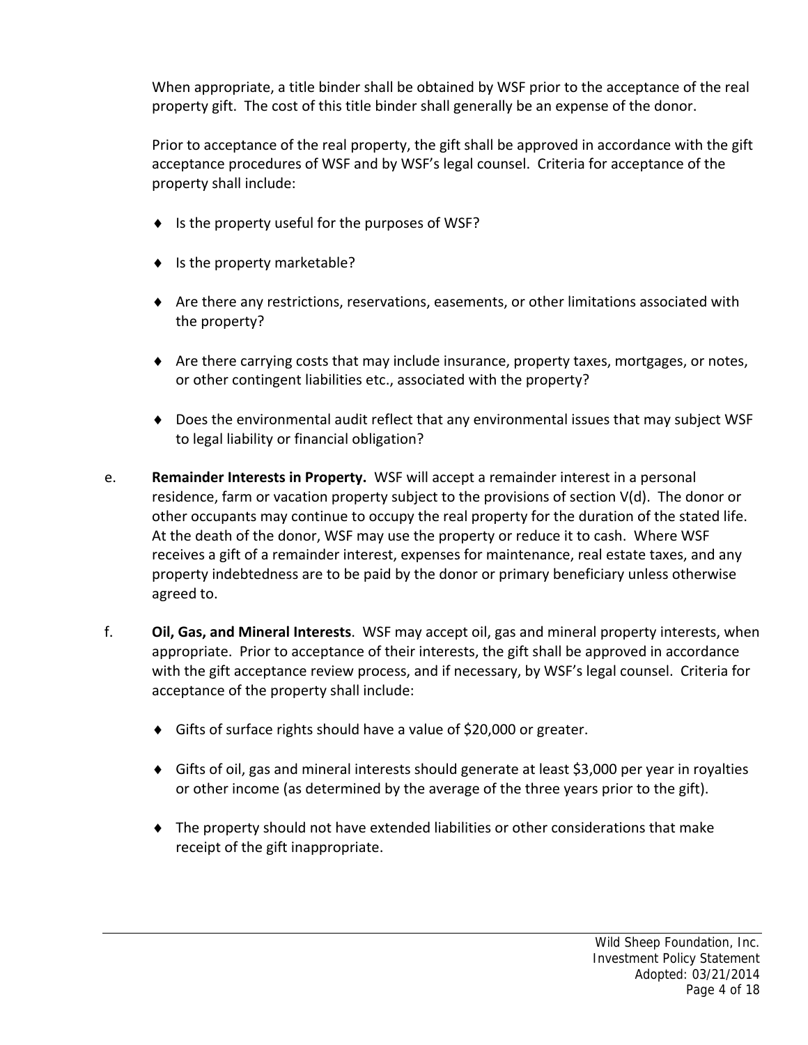When appropriate, a title binder shall be obtained by WSF prior to the acceptance of the real property gift. The cost of this title binder shall generally be an expense of the donor.

Prior to acceptance of the real property, the gift shall be approved in accordance with the gift acceptance procedures of WSF and by WSF's legal counsel. Criteria for acceptance of the property shall include:

- Is the property useful for the purposes of WSF?
- Is the property marketable?
- Are there any restrictions, reservations, easements, or other limitations associated with the property?
- Are there carrying costs that may include insurance, property taxes, mortgages, or notes, or other contingent liabilities etc., associated with the property?
- Does the environmental audit reflect that any environmental issues that may subject WSF to legal liability or financial obligation?

e. **Remainder Interests in Property.** WSF will accept a remainder interest in a personal residence, farm or vacation property subject to the provisions of section V(d). The donor or other occupants may continue to occupy the real property for the duration of the stated life. At the death of the donor, WSF may use the property or reduce it to cash. Where WSF receives a gift of a remainder interest, expenses for maintenance, real estate taxes, and any property indebtedness are to be paid by the donor or primary beneficiary unless otherwise agreed to.

f. **Oil, Gas, and Mineral Interests**. WSF may accept oil, gas and mineral property interests, when appropriate. Prior to acceptance of their interests, the gift shall be approved in accordance with the gift acceptance review process, and if necessary, by WSF's legal counsel. Criteria for acceptance of the property shall include:

- Gifts of surface rights should have a value of $20,000 or greater.
- Gifts of oil, gas and mineral interests should generate at least $3,000 per year in royalties or other income (as determined by the average of the three years prior to the gift).
- The property should not have extended liabilities or other considerations that make receipt of the gift inappropriate.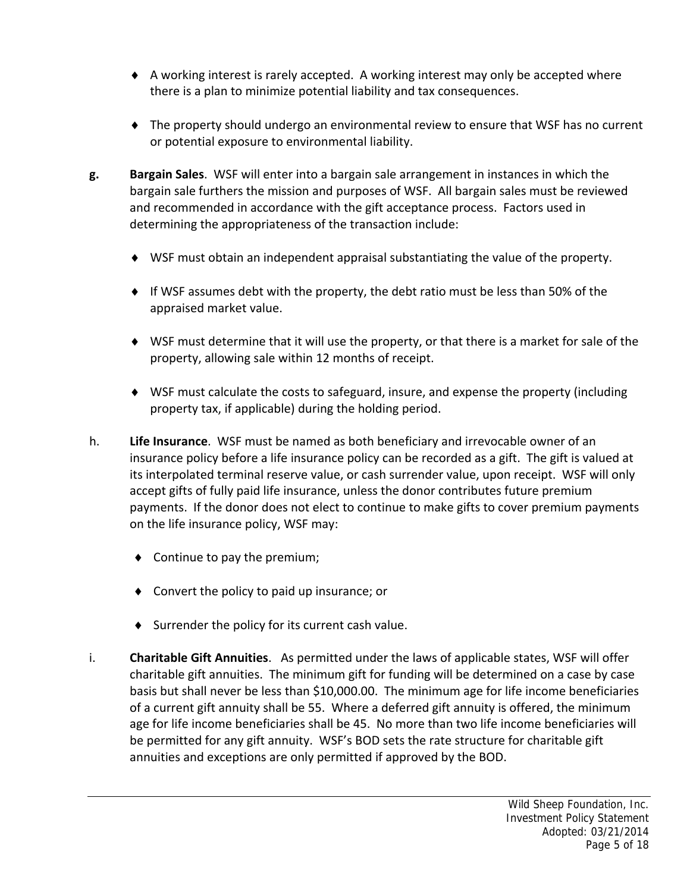- A working interest is rarely accepted. A working interest may only be accepted where there is a plan to minimize potential liability and tax consequences.

- The property should undergo an environmental review to ensure that WSF has no current or potential exposure to environmental liability.

**g.** **Bargain Sales**. WSF will enter into a bargain sale arrangement in instances in which the bargain sale furthers the mission and purposes of WSF. All bargain sales must be reviewed and recommended in accordance with the gift acceptance process. Factors used in determining the appropriateness of the transaction include:

- WSF must obtain an independent appraisal substantiating the value of the property.

- If WSF assumes debt with the property, the debt ratio must be less than 50% of the appraised market value.

- WSF must determine that it will use the property, or that there is a market for sale of the property, allowing sale within 12 months of receipt.

- WSF must calculate the costs to safeguard, insure, and expense the property (including property tax, if applicable) during the holding period.

h. **Life Insurance**. WSF must be named as both beneficiary and irrevocable owner of an insurance policy before a life insurance policy can be recorded as a gift. The gift is valued at its interpolated terminal reserve value, or cash surrender value, upon receipt. WSF will only accept gifts of fully paid life insurance, unless the donor contributes future premium payments. If the donor does not elect to continue to make gifts to cover premium payments on the life insurance policy, WSF may:

- Continue to pay the premium;

- Convert the policy to paid up insurance; or

- Surrender the policy for its current cash value.

i. **Charitable Gift Annuities**. As permitted under the laws of applicable states, WSF will offer charitable gift annuities. The minimum gift for funding will be determined on a case by case basis but shall never be less than $10,000.00. The minimum age for life income beneficiaries of a current gift annuity shall be 55. Where a deferred gift annuity is offered, the minimum age for life income beneficiaries shall be 45. No more than two life income beneficiaries will be permitted for any gift annuity. WSF's BOD sets the rate structure for charitable gift annuities and exceptions are only permitted if approved by the BOD.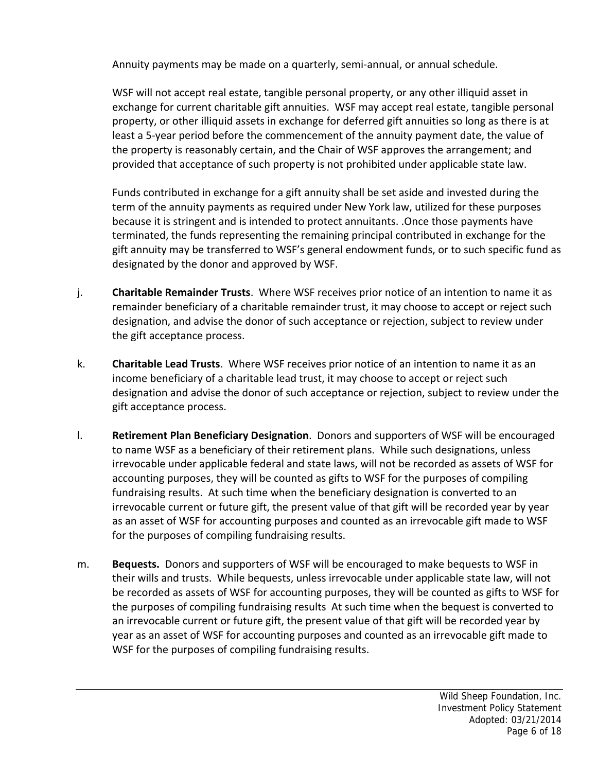Annuity payments may be made on a quarterly, semi-annual, or annual schedule.

WSF will not accept real estate, tangible personal property, or any other illiquid asset in exchange for current charitable gift annuities. WSF may accept real estate, tangible personal property, or other illiquid assets in exchange for deferred gift annuities so long as there is at least a 5-year period before the commencement of the annuity payment date, the value of the property is reasonably certain, and the Chair of WSF approves the arrangement; and provided that acceptance of such property is not prohibited under applicable state law.

Funds contributed in exchange for a gift annuity shall be set aside and invested during the term of the annuity payments as required under New York law, utilized for these purposes because it is stringent and is intended to protect annuitants. .Once those payments have terminated, the funds representing the remaining principal contributed in exchange for the gift annuity may be transferred to WSF's general endowment funds, or to such specific fund as designated by the donor and approved by WSF.

j. **Charitable Remainder Trusts**. Where WSF receives prior notice of an intention to name it as remainder beneficiary of a charitable remainder trust, it may choose to accept or reject such designation, and advise the donor of such acceptance or rejection, subject to review under the gift acceptance process.

k. **Charitable Lead Trusts**. Where WSF receives prior notice of an intention to name it as an income beneficiary of a charitable lead trust, it may choose to accept or reject such designation and advise the donor of such acceptance or rejection, subject to review under the gift acceptance process.

l. **Retirement Plan Beneficiary Designation**. Donors and supporters of WSF will be encouraged to name WSF as a beneficiary of their retirement plans. While such designations, unless irrevocable under applicable federal and state laws, will not be recorded as assets of WSF for accounting purposes, they will be counted as gifts to WSF for the purposes of compiling fundraising results. At such time when the beneficiary designation is converted to an irrevocable current or future gift, the present value of that gift will be recorded year by year as an asset of WSF for accounting purposes and counted as an irrevocable gift made to WSF for the purposes of compiling fundraising results.

m. **Bequests.** Donors and supporters of WSF will be encouraged to make bequests to WSF in their wills and trusts. While bequests, unless irrevocable under applicable state law, will not be recorded as assets of WSF for accounting purposes, they will be counted as gifts to WSF for the purposes of compiling fundraising results At such time when the bequest is converted to an irrevocable current or future gift, the present value of that gift will be recorded year by year as an asset of WSF for accounting purposes and counted as an irrevocable gift made to WSF for the purposes of compiling fundraising results.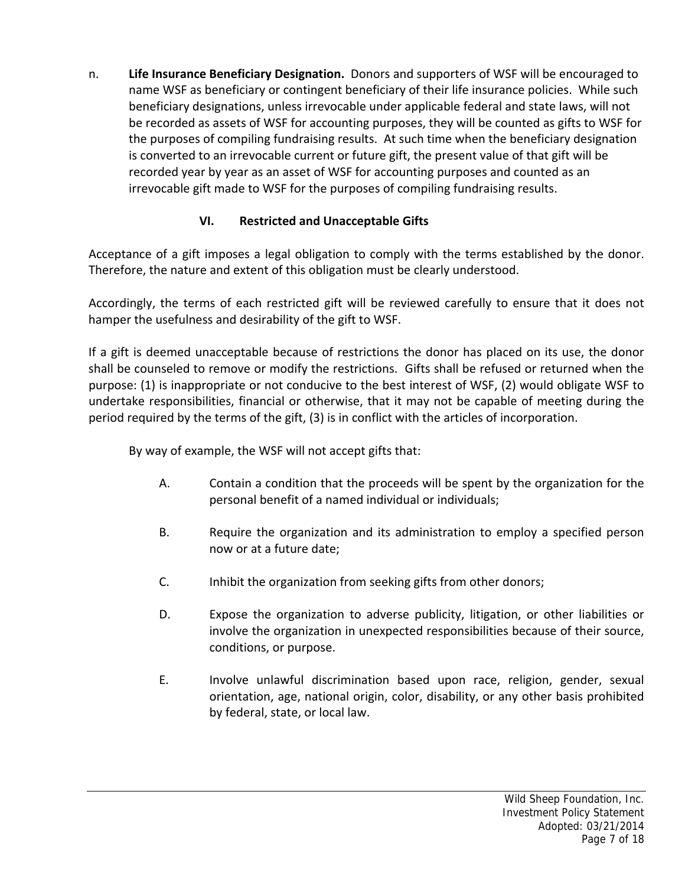n. **Life Insurance Beneficiary Designation.** Donors and supporters of WSF will be encouraged to name WSF as beneficiary or contingent beneficiary of their life insurance policies. While such beneficiary designations, unless irrevocable under applicable federal and state laws, will not be recorded as assets of WSF for accounting purposes, they will be counted as gifts to WSF for the purposes of compiling fundraising results. At such time when the beneficiary designation is converted to an irrevocable current or future gift, the present value of that gift will be recorded year by year as an asset of WSF for accounting purposes and counted as an irrevocable gift made to WSF for the purposes of compiling fundraising results.

## VI. Restricted and Unacceptable Gifts

Acceptance of a gift imposes a legal obligation to comply with the terms established by the donor. Therefore, the nature and extent of this obligation must be clearly understood.

Accordingly, the terms of each restricted gift will be reviewed carefully to ensure that it does not hamper the usefulness and desirability of the gift to WSF.

If a gift is deemed unacceptable because of restrictions the donor has placed on its use, the donor shall be counseled to remove or modify the restrictions. Gifts shall be refused or returned when the purpose: (1) is inappropriate or not conducive to the best interest of WSF, (2) would obligate WSF to undertake responsibilities, financial or otherwise, that it may not be capable of meeting during the period required by the terms of the gift, (3) is in conflict with the articles of incorporation.

By way of example, the WSF will not accept gifts that:

A. Contain a condition that the proceeds will be spent by the organization for the personal benefit of a named individual or individuals;

B. Require the organization and its administration to employ a specified person now or at a future date;

C. Inhibit the organization from seeking gifts from other donors;

D. Expose the organization to adverse publicity, litigation, or other liabilities or involve the organization in unexpected responsibilities because of their source, conditions, or purpose.

E. Involve unlawful discrimination based upon race, religion, gender, sexual orientation, age, national origin, color, disability, or any other basis prohibited by federal, state, or local law.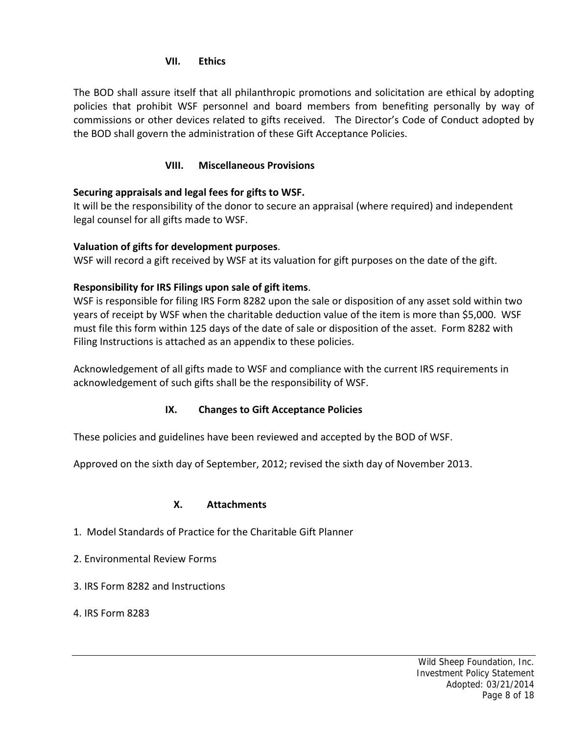## VII. Ethics

The BOD shall assure itself that all philanthropic promotions and solicitation are ethical by adopting policies that prohibit WSF personnel and board members from benefiting personally by way of commissions or other devices related to gifts received. The Director's Code of Conduct adopted by the BOD shall govern the administration of these Gift Acceptance Policies.

## VIII. Miscellaneous Provisions

**Securing appraisals and legal fees for gifts to WSF.**
It will be the responsibility of the donor to secure an appraisal (where required) and independent legal counsel for all gifts made to WSF.

**Valuation of gifts for development purposes**.
WSF will record a gift received by WSF at its valuation for gift purposes on the date of the gift.

**Responsibility for IRS Filings upon sale of gift items**.
WSF is responsible for filing IRS Form 8282 upon the sale or disposition of any asset sold within two years of receipt by WSF when the charitable deduction value of the item is more than $5,000. WSF must file this form within 125 days of the date of sale or disposition of the asset. Form 8282 with Filing Instructions is attached as an appendix to these policies.

Acknowledgement of all gifts made to WSF and compliance with the current IRS requirements in acknowledgement of such gifts shall be the responsibility of WSF.

## IX. Changes to Gift Acceptance Policies

These policies and guidelines have been reviewed and accepted by the BOD of WSF.

Approved on the sixth day of September, 2012; revised the sixth day of November 2013.

## X. Attachments

1. Model Standards of Practice for the Charitable Gift Planner
2. Environmental Review Forms
3. IRS Form 8282 and Instructions
4. IRS Form 8283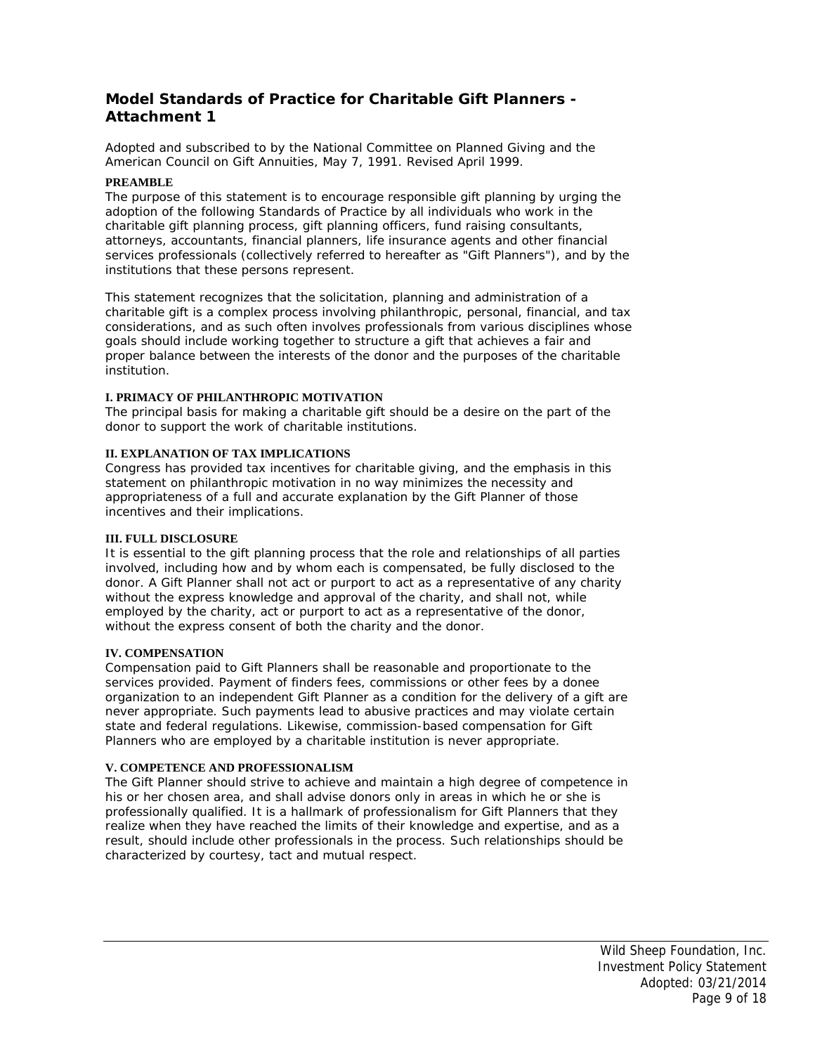## Model Standards of Practice for Charitable Gift Planners - Attachment 1

Adopted and subscribed to by the National Committee on Planned Giving and the American Council on Gift Annuities, May 7, 1991. Revised April 1999.

**PREAMBLE**

The purpose of this statement is to encourage responsible gift planning by urging the adoption of the following Standards of Practice by all individuals who work in the charitable gift planning process, gift planning officers, fund raising consultants, attorneys, accountants, financial planners, life insurance agents and other financial services professionals (collectively referred to hereafter as "Gift Planners"), and by the institutions that these persons represent.

This statement recognizes that the solicitation, planning and administration of a charitable gift is a complex process involving philanthropic, personal, financial, and tax considerations, and as such often involves professionals from various disciplines whose goals should include working together to structure a gift that achieves a fair and proper balance between the interests of the donor and the purposes of the charitable institution.

**I. PRIMACY OF PHILANTHROPIC MOTIVATION**

The principal basis for making a charitable gift should be a desire on the part of the donor to support the work of charitable institutions.

**II. EXPLANATION OF TAX IMPLICATIONS**

Congress has provided tax incentives for charitable giving, and the emphasis in this statement on philanthropic motivation in no way minimizes the necessity and appropriateness of a full and accurate explanation by the Gift Planner of those incentives and their implications.

**III. FULL DISCLOSURE**

It is essential to the gift planning process that the role and relationships of all parties involved, including how and by whom each is compensated, be fully disclosed to the donor. A Gift Planner shall not act or purport to act as a representative of any charity without the express knowledge and approval of the charity, and shall not, while employed by the charity, act or purport to act as a representative of the donor, without the express consent of both the charity and the donor.

**IV. COMPENSATION**

Compensation paid to Gift Planners shall be reasonable and proportionate to the services provided. Payment of finders fees, commissions or other fees by a donee organization to an independent Gift Planner as a condition for the delivery of a gift are never appropriate. Such payments lead to abusive practices and may violate certain state and federal regulations. Likewise, commission-based compensation for Gift Planners who are employed by a charitable institution is never appropriate.

**V. COMPETENCE AND PROFESSIONALISM**

The Gift Planner should strive to achieve and maintain a high degree of competence in his or her chosen area, and shall advise donors only in areas in which he or she is professionally qualified. It is a hallmark of professionalism for Gift Planners that they realize when they have reached the limits of their knowledge and expertise, and as a result, should include other professionals in the process. Such relationships should be characterized by courtesy, tact and mutual respect.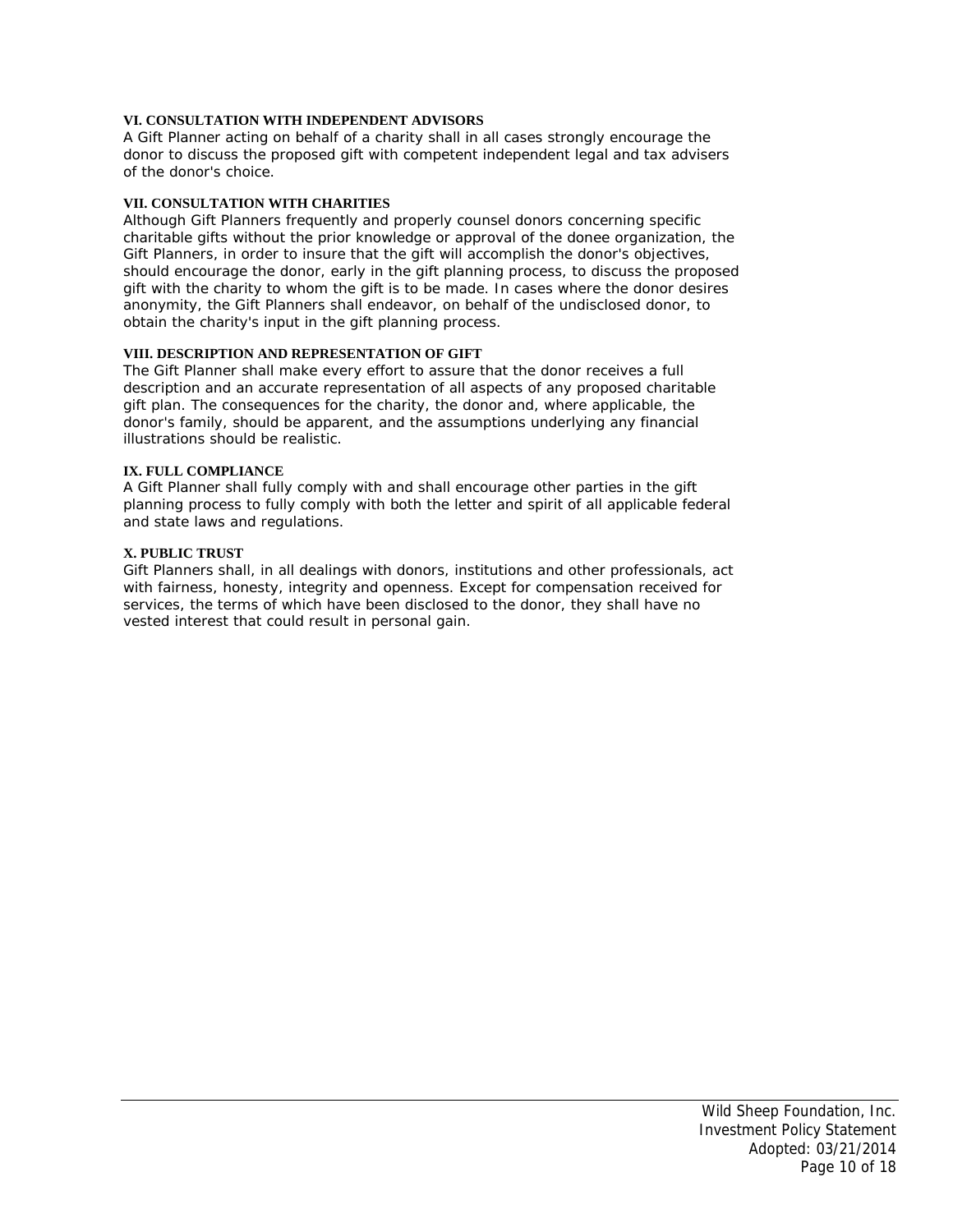### VI. CONSULTATION WITH INDEPENDENT ADVISORS

A Gift Planner acting on behalf of a charity shall in all cases strongly encourage the donor to discuss the proposed gift with competent independent legal and tax advisers of the donor's choice.

### VII. CONSULTATION WITH CHARITIES

Although Gift Planners frequently and properly counsel donors concerning specific charitable gifts without the prior knowledge or approval of the donee organization, the Gift Planners, in order to insure that the gift will accomplish the donor's objectives, should encourage the donor, early in the gift planning process, to discuss the proposed gift with the charity to whom the gift is to be made. In cases where the donor desires anonymity, the Gift Planners shall endeavor, on behalf of the undisclosed donor, to obtain the charity's input in the gift planning process.

### VIII. DESCRIPTION AND REPRESENTATION OF GIFT

The Gift Planner shall make every effort to assure that the donor receives a full description and an accurate representation of all aspects of any proposed charitable gift plan. The consequences for the charity, the donor and, where applicable, the donor's family, should be apparent, and the assumptions underlying any financial illustrations should be realistic.

### IX. FULL COMPLIANCE

A Gift Planner shall fully comply with and shall encourage other parties in the gift planning process to fully comply with both the letter and spirit of all applicable federal and state laws and regulations.

### X. PUBLIC TRUST

Gift Planners shall, in all dealings with donors, institutions and other professionals, act with fairness, honesty, integrity and openness. Except for compensation received for services, the terms of which have been disclosed to the donor, they shall have no vested interest that could result in personal gain.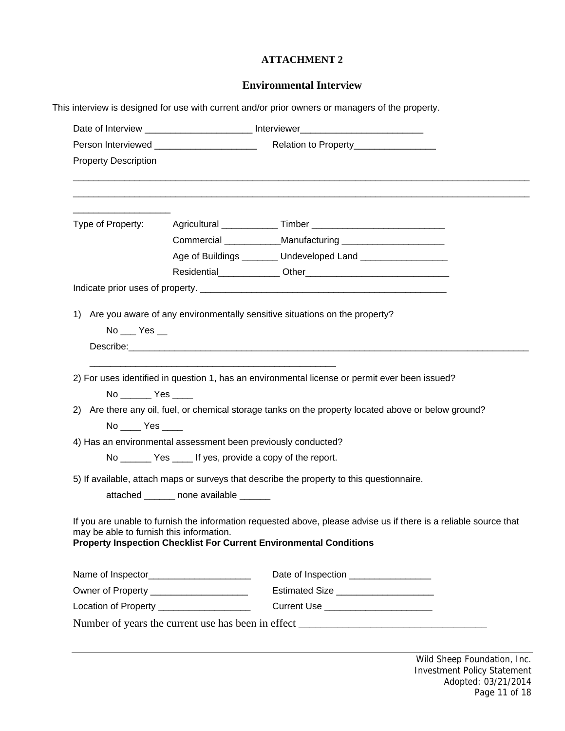## ATTACHMENT 2

## Environmental Interview

This interview is designed for use with current and/or prior owners or managers of the property.

Date of Interview _____________________ Interviewer________________________

Person Interviewed ____________________ Relation to Property________________

Property Description

______________________________________________________________________________________

______________________________________________________________________________________

___________________

Type of Property: Agricultural ___________ Timber __________________________

Commercial ___________Manufacturing ____________________

Age of Buildings _______ Undeveloped Land _________________

Residential____________ Other____________________________

Indicate prior uses of property. _________________________________________________

1) Are you aware of any environmentally sensitive situations on the property?

No ___ Yes __

Describe:_____________________________________________________________________________

__________________________________________________

2) For uses identified in question 1, has an environmental license or permit ever been issued?

No ______ Yes ____

2) Are there any oil, fuel, or chemical storage tanks on the property located above or below ground?

No ____ Yes ____

4) Has an environmental assessment been previously conducted?

No ______ Yes ____ If yes, provide a copy of the report.

5) If available, attach maps or surveys that describe the property to this questionnaire.

attached ______ none available ______

If you are unable to furnish the information requested above, please advise us if there is a reliable source that may be able to furnish this information.

**Property Inspection Checklist For Current Environmental Conditions**

Name of Inspector____________________ Date of Inspection ________________

Owner of Property ___________________ Estimated Size ___________________

Location of Property __________________ Current Use _____________________

Number of years the current use has been in effect ___________________________________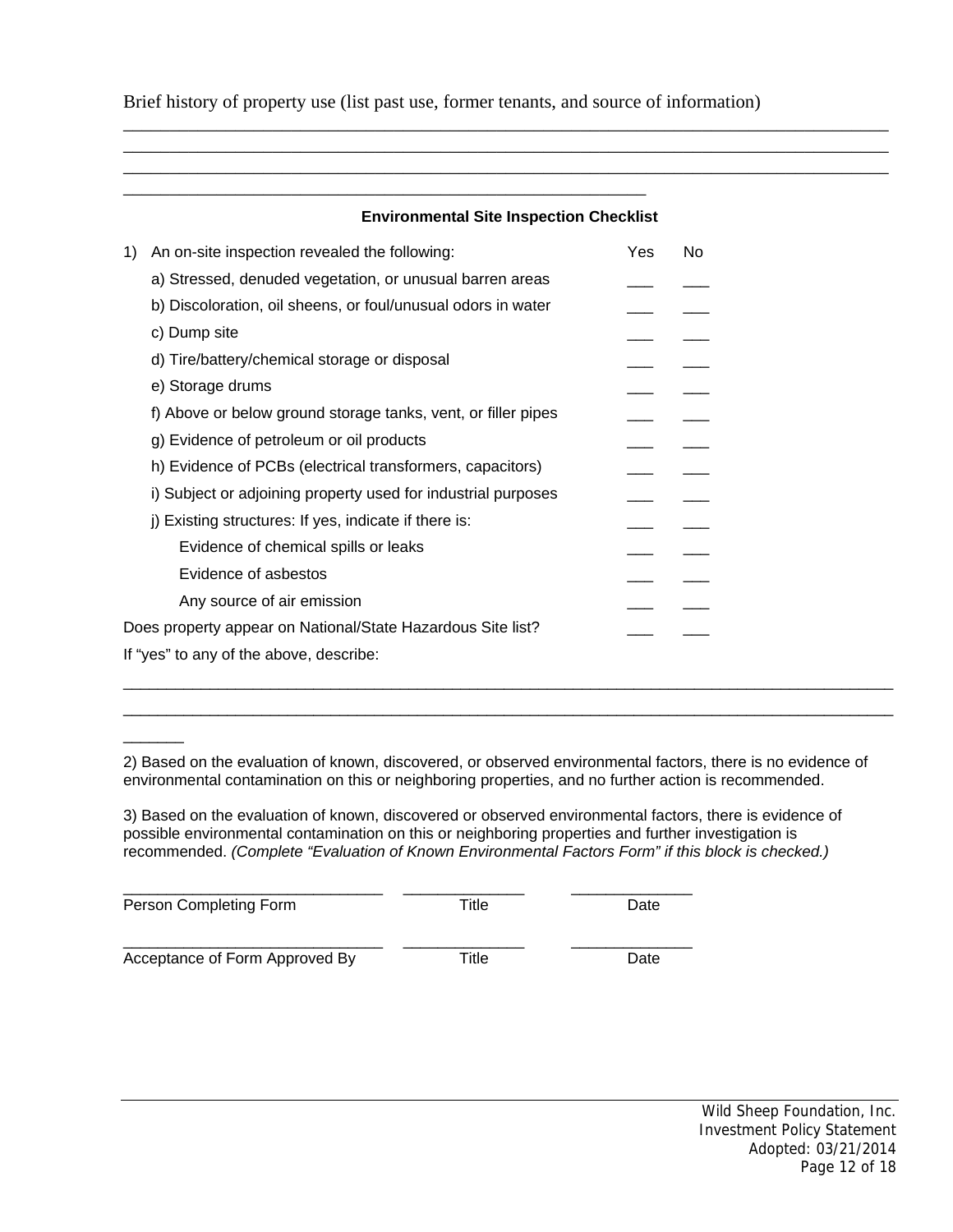Brief history of property use (list past use, former tenants, and source of information)

____________________________________________________________________________________
____________________________________________________________________________________
____________________________________________________________________________________
__________________________________________________________

**Environmental Site Inspection Checklist**

| | | Yes | No |
|---|---|---|---|
| 1) | An on-site inspection revealed the following: | | |
| | a) Stressed, denuded vegetation, or unusual barren areas | ___ | ___ |
| | b) Discoloration, oil sheens, or foul/unusual odors in water | ___ | ___ |
| | c) Dump site | ___ | ___ |
| | d) Tire/battery/chemical storage or disposal | ___ | ___ |
| | e) Storage drums | ___ | ___ |
| | f) Above or below ground storage tanks, vent, or filler pipes | ___ | ___ |
| | g) Evidence of petroleum or oil products | ___ | ___ |
| | h) Evidence of PCBs (electrical transformers, capacitors) | ___ | ___ |
| | i) Subject or adjoining property used for industrial purposes | ___ | ___ |
| | j) Existing structures: If yes, indicate if there is: | ___ | ___ |
| | Evidence of chemical spills or leaks | ___ | ___ |
| | Evidence of asbestos | ___ | ___ |
| | Any source of air emission | ___ | ___ |
| | Does property appear on National/State Hazardous Site list? | ___ | ___ |

If "yes" to any of the above, describe:

____________________________________________________________________________________
____________________________________________________________________________________
_______

2) Based on the evaluation of known, discovered, or observed environmental factors, there is no evidence of environmental contamination on this or neighboring properties, and no further action is recommended.

3) Based on the evaluation of known, discovered or observed environmental factors, there is evidence of possible environmental contamination on this or neighboring properties and further investigation is recommended. *(Complete "Evaluation of Known Environmental Factors Form" if this block is checked.)*

_____________________________ _____________ _____________
Person Completing Form Title Date

_____________________________ _____________ _____________
Acceptance of Form Approved By Title Date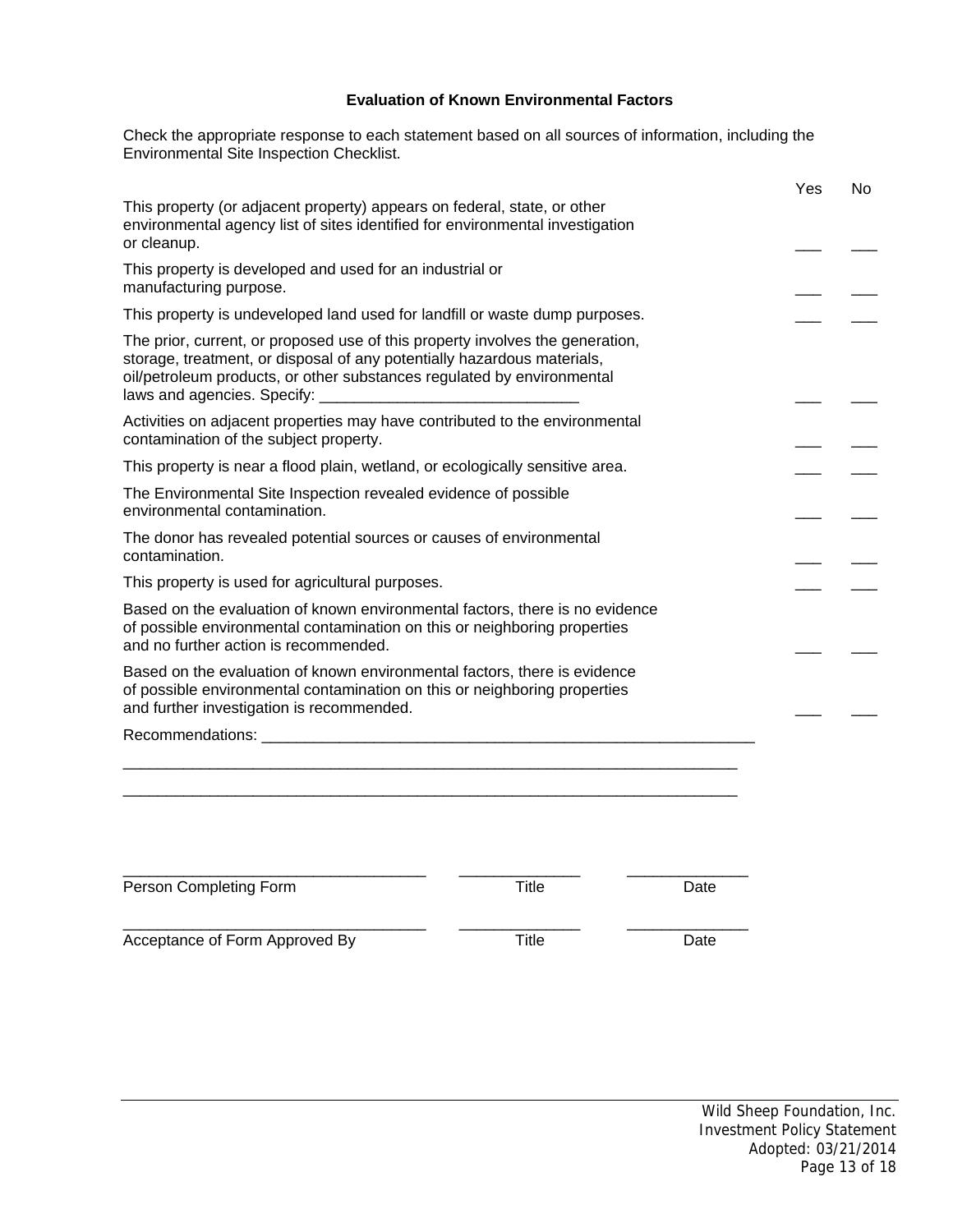### Evaluation of Known Environmental Factors

Check the appropriate response to each statement based on all sources of information, including the Environmental Site Inspection Checklist.

| | Yes | No |
|---|---|---|
| This property (or adjacent property) appears on federal, state, or other environmental agency list of sites identified for environmental investigation or cleanup. | ___ | ___ |
| This property is developed and used for an industrial or manufacturing purpose. | ___ | ___ |
| This property is undeveloped land used for landfill or waste dump purposes. | ___ | ___ |
| The prior, current, or proposed use of this property involves the generation, storage, treatment, or disposal of any potentially hazardous materials, oil/petroleum products, or other substances regulated by environmental laws and agencies. Specify: ______________________________ | ___ | ___ |
| Activities on adjacent properties may have contributed to the environmental contamination of the subject property. | ___ | ___ |
| This property is near a flood plain, wetland, or ecologically sensitive area. | ___ | ___ |
| The Environmental Site Inspection revealed evidence of possible environmental contamination. | ___ | ___ |
| The donor has revealed potential sources or causes of environmental contamination. | ___ | ___ |
| This property is used for agricultural purposes. | ___ | ___ |
| Based on the evaluation of known environmental factors, there is no evidence of possible environmental contamination on this or neighboring properties and no further action is recommended. | ___ | ___ |
| Based on the evaluation of known environmental factors, there is evidence of possible environmental contamination on this or neighboring properties and further investigation is recommended. | ___ | ___ |

Recommendations: ___________________________________________________________

___________________________________________________________________________

___________________________________________________________________________

| ___________________________________ | ______________ | ______________ |
|---|---|---|
| Person Completing Form | Title | Date |
| ___________________________________ | ______________ | ______________ |
| Acceptance of Form Approved By | Title | Date |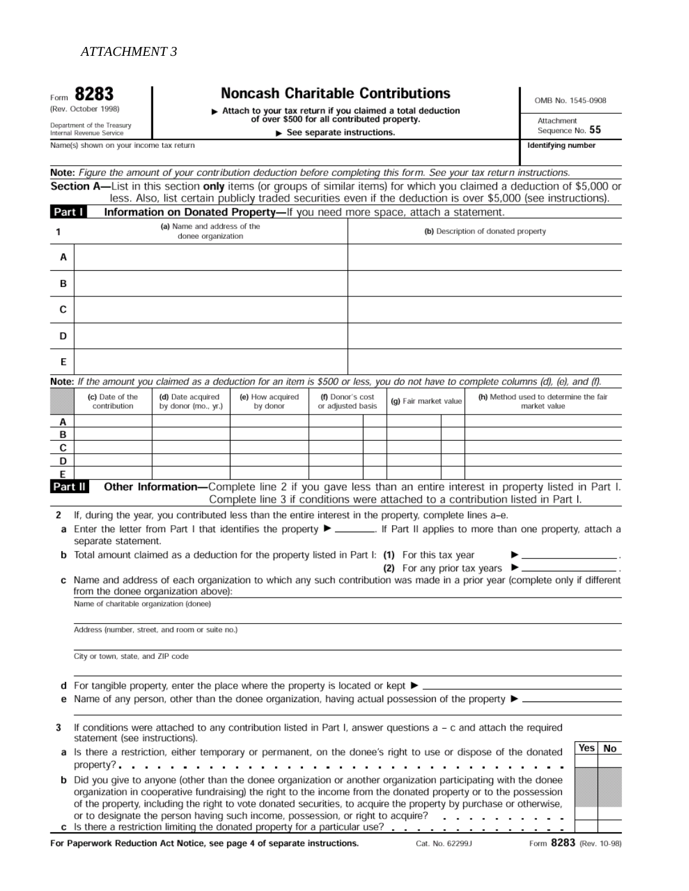*ATTACHMENT 3*

Form **8283**
(Rev. October 1998)
Department of the Treasury
Internal Revenue Service

# Noncash Charitable Contributions

▶ Attach to your tax return if you claimed a total deduction of over $500 for all contributed property.
▶ See separate instructions.

OMB No. 1545-0908
Attachment Sequence No. **55**

Name(s) shown on your income tax return | **Identifying number**

**Note:** *Figure the amount of your contribution deduction before completing this form. See your tax return instructions.*

**Section A—**List in this section **only** items (or groups of similar items) for which you claimed a deduction of $5,000 or less. Also, list certain publicly traded securities even if the deduction is over $5,000 (see instructions).

**Part I** **Information on Donated Property—**If you need more space, attach a statement.

| 1 | (a) Name and address of the donee organization | (b) Description of donated property |
|---|---|---|
| A | | |
| B | | |
| C | | |
| D | | |
| E | | |

**Note:** *If the amount you claimed as a deduction for an item is $500 or less, you do not have to complete columns (d), (e), and (f).*

| | (c) Date of the contribution | (d) Date acquired by donor (mo., yr.) | (e) How acquired by donor | (f) Donor's cost or adjusted basis | (g) Fair market value | (h) Method used to determine the fair market value |
|---|---|---|---|---|---|---|
| A | | | | | | |
| B | | | | | | |
| C | | | | | | |
| D | | | | | | |
| E | | | | | | |

**Part II** **Other Information—**Complete line 2 if you gave less than an entire interest in property listed in Part I. Complete line 3 if conditions were attached to a contribution listed in Part I.

**2** If, during the year, you contributed less than the entire interest in the property, complete lines a–e.

**a** Enter the letter from Part I that identifies the property ▶ ________. If Part II applies to more than one property, attach a separate statement.

**b** Total amount claimed as a deduction for the property listed in Part I: **(1)** For this tax year ▶ ________________.
**(2)** For any prior tax years ▶ ________________.

**c** Name and address of each organization to which any such contribution was made in a prior year (complete only if different from the donee organization above):

Name of charitable organization (donee)

Address (number, street, and room or suite no.)

City or town, state, and ZIP code

**d** For tangible property, enter the place where the property is located or kept ▶ ________________

**e** Name of any person, other than the donee organization, having actual possession of the property ▶ ________________

**3** If conditions were attached to any contribution listed in Part I, answer questions a – c and attach the required statement (see instructions).

| | | Yes | No |
|---|---|---|---|
| **a** | Is there a restriction, either temporary or permanent, on the donee's right to use or dispose of the donated property? | | |
| **b** | Did you give to anyone (other than the donee organization or another organization participating with the donee organization in cooperative fundraising) the right to the income from the donated property or to the possession of the property, including the right to vote donated securities, to acquire the property by purchase or otherwise, or to designate the person having such income, possession, or right to acquire? | | |
| **c** | Is there a restriction limiting the donated property for a particular use? | | |

**For Paperwork Reduction Act Notice, see page 4 of separate instructions.** Cat. No. 62299J Form **8283** (Rev. 10-98)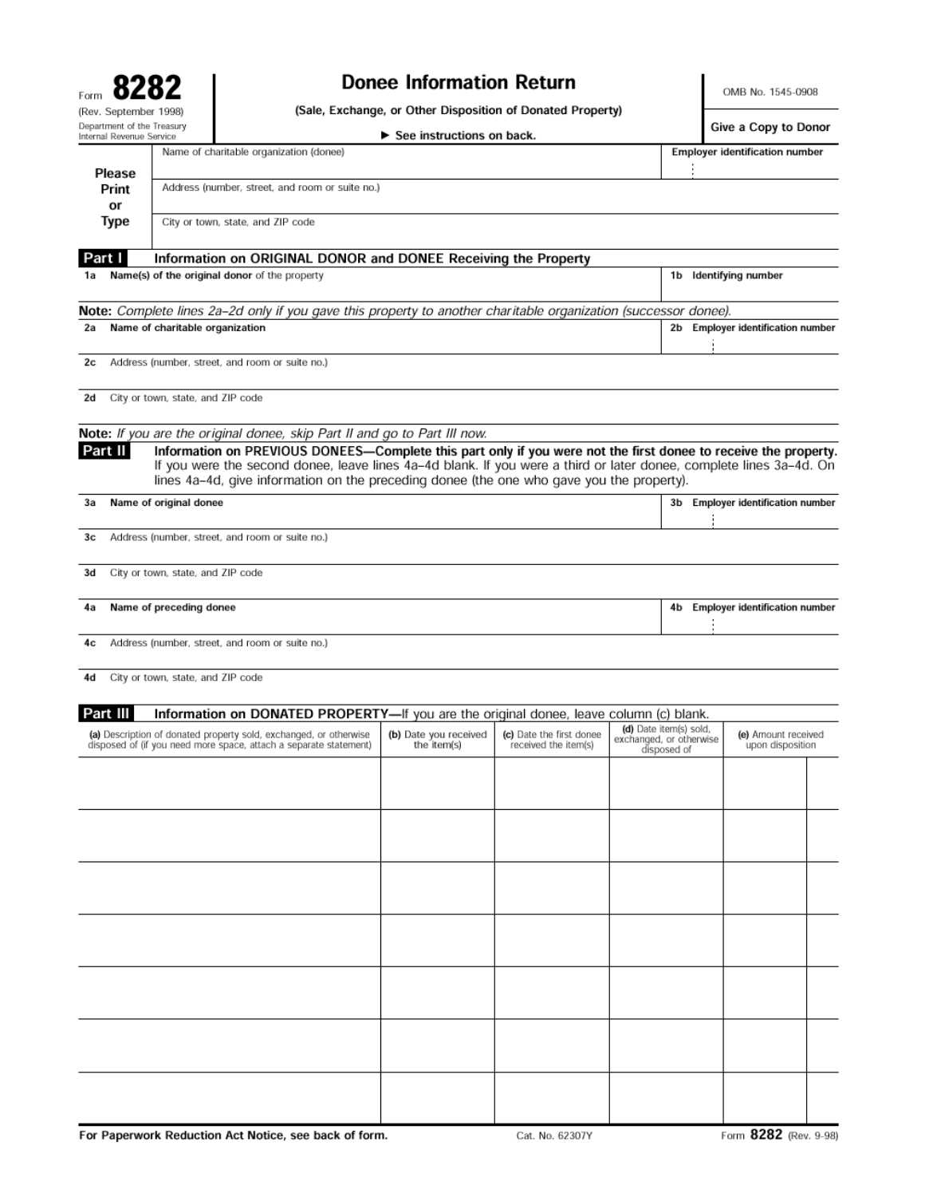# Form 8282 — Donee Information Return

(Rev. September 1998)
Department of the Treasury
Internal Revenue Service

**(Sale, Exchange, or Other Disposition of Donated Property)**

► See instructions on back.

OMB No. 1545-0908

**Give a Copy to Donor**

**Please Print or Type**

| Name of charitable organization (donee) | Employer identification number |
|---|---|
| | |
| Address (number, street, and room or suite no.) | |
| | |
| City or town, state, and ZIP code | |
| | |

## Part I — Information on ORIGINAL DONOR and DONEE Receiving the Property

| 1a **Name(s) of the original donor** of the property | 1b **Identifying number** |
|---|---|
| | |

**Note:** *Complete lines 2a–2d only if you gave this property to another charitable organization (successor donee).*

| 2a **Name of charitable organization** | 2b **Employer identification number** |
|---|---|
| | |
| 2c Address (number, street, and room or suite no.) | |
| | |
| 2d City or town, state, and ZIP code | |
| | |

**Note:** *If you are the original donee, skip Part II and go to Part III now.*

## Part II — Information on PREVIOUS DONEES—Complete this part only if you were not the first donee to receive the property.

If you were the second donee, leave lines 4a–4d blank. If you were a third or later donee, complete lines 3a–4d. On lines 4a–4d, give information on the preceding donee (the one who gave you the property).

| 3a **Name of original donee** | 3b **Employer identification number** |
|---|---|
| | |
| 3c Address (number, street, and room or suite no.) | |
| | |
| 3d City or town, state, and ZIP code | |
| | |
| 4a **Name of preceding donee** | 4b **Employer identification number** |
| | |
| 4c Address (number, street, and room or suite no.) | |
| | |
| 4d City or town, state, and ZIP code | |
| | |

## Part III — Information on DONATED PROPERTY—If you are the original donee, leave column (c) blank.

| **(a)** Description of donated property sold, exchanged, or otherwise disposed of (if you need more space, attach a separate statement) | **(b)** Date you received the item(s) | **(c)** Date the first donee received the item(s) | **(d)** Date item(s) sold, exchanged, or otherwise disposed of | **(e)** Amount received upon disposition |
|---|---|---|---|---|
| | | | | |
| | | | | |
| | | | | |
| | | | | |
| | | | | |
| | | | | |
| | | | | |

**For Paperwork Reduction Act Notice, see back of form.** Cat. No. 62307Y Form **8282** (Rev. 9-98)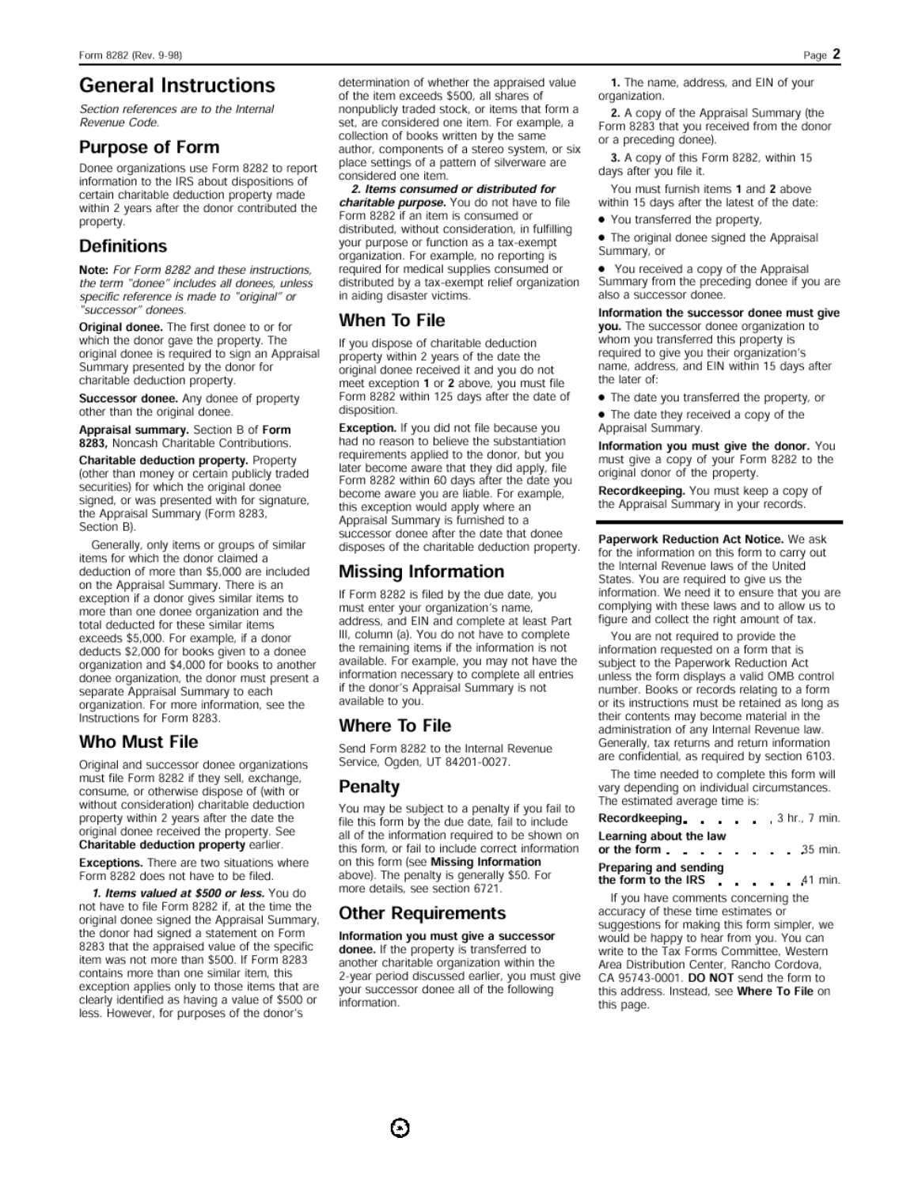# General Instructions

*Section references are to the Internal Revenue Code.*

## Purpose of Form

Donee organizations use Form 8282 to report information to the IRS about dispositions of certain charitable deduction property made within 2 years after the donor contributed the property.

## Definitions

**Note:** *For Form 8282 and these instructions, the term "donee" includes all donees, unless specific reference is made to "original" or "successor" donees.*

**Original donee.** The first donee to or for which the donor gave the property. The original donee is required to sign an Appraisal Summary presented by the donor for charitable deduction property.

**Successor donee.** Any donee of property other than the original donee.

**Appraisal summary.** Section B of **Form 8283,** Noncash Charitable Contributions.

**Charitable deduction property.** Property (other than money or certain publicly traded securities) for which the original donee signed, or was presented with for signature, the Appraisal Summary (Form 8283, Section B).

Generally, only items or groups of similar items for which the donor claimed a deduction of more than $5,000 are included on the Appraisal Summary. There is an exception if a donor gives similar items to more than one donee organization and the total deducted for these similar items exceeds $5,000. For example, if a donor deducts $2,000 for books given to a donee organization and $4,000 for books to another donee organization, the donor must present a separate Appraisal Summary to each organization. For more information, see the Instructions for Form 8283.

## Who Must File

Original and successor donee organizations must file Form 8282 if they sell, exchange, consume, or otherwise dispose of (with or without consideration) charitable deduction property within 2 years after the date the original donee received the property. See **Charitable deduction property** earlier.

**Exceptions.** There are two situations where Form 8282 does not have to be filed.

***1. Items valued at $500 or less.*** You do not have to file Form 8282 if, at the time the original donee signed the Appraisal Summary, the donor had signed a statement on Form 8283 that the appraised value of the specific item was not more than $500. If Form 8283 contains more than one similar item, this exception applies only to those items that are clearly identified as having a value of $500 or less. However, for purposes of the donor's determination of whether the appraised value of the item exceeds $500, all shares of nonpublicly traded stock, or items that form a set, are considered one item. For example, a collection of books written by the same author, components of a stereo system, or six place settings of a pattern of silverware are considered one item.

***2. Items consumed or distributed for charitable purpose.*** You do not have to file Form 8282 if an item is consumed or distributed, without consideration, in fulfilling your purpose or function as a tax-exempt organization. For example, no reporting is required for medical supplies consumed or distributed by a tax-exempt relief organization in aiding disaster victims.

## When To File

If you dispose of charitable deduction property within 2 years of the date the original donee received it and you do not meet exception **1** or **2** above, you must file Form 8282 within 125 days after the date of disposition.

**Exception.** If you did not file because you had no reason to believe the substantiation requirements applied to the donor, but you later become aware that they did apply, file Form 8282 within 60 days after the date you become aware you are liable. For example, this exception would apply where an Appraisal Summary is furnished to a successor donee after the date that donee disposes of the charitable deduction property.

## Missing Information

If Form 8282 is filed by the due date, you must enter your organization's name, address, and EIN and complete at least Part III, column (a). You do not have to complete the remaining items if the information is not available. For example, you may not have the information necessary to complete all entries if the donor's Appraisal Summary is not available to you.

## Where To File

Send Form 8282 to the Internal Revenue Service, Ogden, UT 84201-0027.

## Penalty

You may be subject to a penalty if you fail to file this form by the due date, fail to include all of the information required to be shown on this form, or fail to include correct information on this form (see **Missing Information** above). The penalty is generally $50. For more details, see section 6721.

## Other Requirements

**Information you must give a successor donee.** If the property is transferred to another charitable organization within the 2-year period discussed earlier, you must give your successor donee all of the following information.

**1.** The name, address, and EIN of your organization.

**2.** A copy of the Appraisal Summary (the Form 8283 that you received from the donor or a preceding donee).

**3.** A copy of this Form 8282, within 15 days after you file it.

You must furnish items **1** and **2** above within 15 days after the latest of the date:

- You transferred the property,
- The original donee signed the Appraisal Summary, or
- You received a copy of the Appraisal Summary from the preceding donee if you are also a successor donee.

**Information the successor donee must give you.** The successor donee organization to whom you transferred this property is required to give you their organization's name, address, and EIN within 15 days after the later of:

- The date you transferred the property, or
- The date they received a copy of the Appraisal Summary.

**Information you must give the donor.** You must give a copy of your Form 8282 to the original donor of the property.

**Recordkeeping.** You must keep a copy of the Appraisal Summary in your records.

---

**Paperwork Reduction Act Notice.** We ask for the information on this form to carry out the Internal Revenue laws of the United States. You are required to give us the information. We need it to ensure that you are complying with these laws and to allow us to figure and collect the right amount of tax.

You are not required to provide the information requested on a form that is subject to the Paperwork Reduction Act unless the form displays a valid OMB control number. Books or records relating to a form or its instructions must be retained as long as their contents may become material in the administration of any Internal Revenue law. Generally, tax returns and return information are confidential, as required by section 6103.

The time needed to complete this form will vary depending on individual circumstances. The estimated average time is:

| | |
|---|---|
| **Recordkeeping** | 3 hr., 7 min. |
| **Learning about the law or the form** | 35 min. |
| **Preparing and sending the form to the IRS** | 41 min. |

If you have comments concerning the accuracy of these time estimates or suggestions for making this form simpler, we would be happy to hear from you. You can write to the Tax Forms Committee, Western Area Distribution Center, Rancho Cordova, CA 95743-0001. **DO NOT** send the form to this address. Instead, see **Where To File** on this page.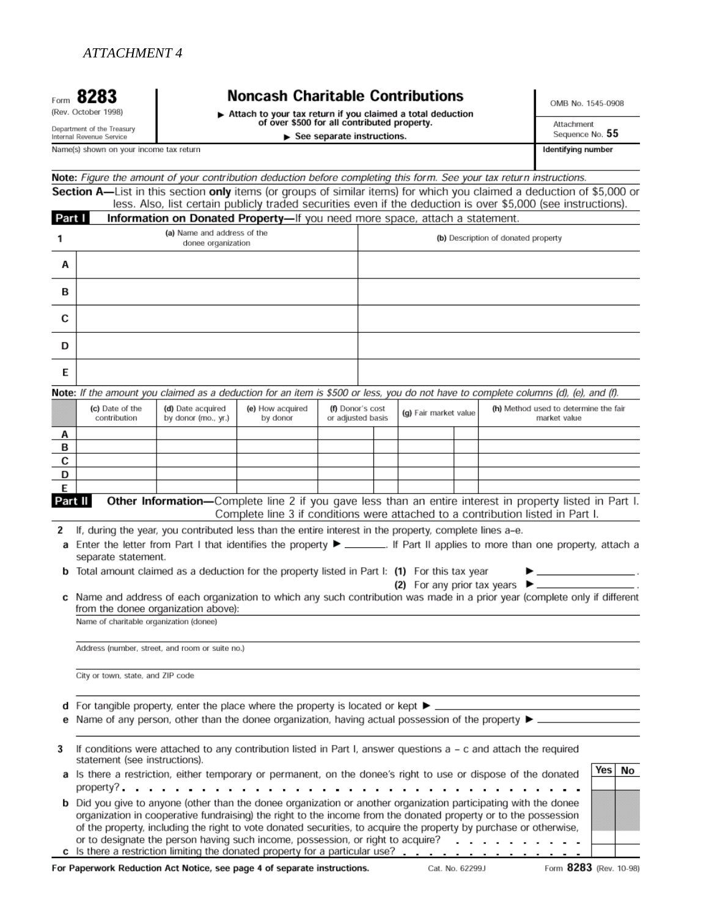*ATTACHMENT 4*

Form **8283**
(Rev. October 1998)
Department of the Treasury
Internal Revenue Service

# Noncash Charitable Contributions

▶ Attach to your tax return if you claimed a total deduction of over $500 for all contributed property.

▶ See separate instructions.

OMB No. 1545-0908

Attachment Sequence No. **55**

Name(s) shown on your income tax return | **Identifying number**

**Note:** *Figure the amount of your contribution deduction before completing this form. See your tax return instructions.*

**Section A—**List in this section **only** items (or groups of similar items) for which you claimed a deduction of $5,000 or less. Also, list certain publicly traded securities even if the deduction is over $5,000 (see instructions).

**Part I Information on Donated Property—**If you need more space, attach a statement.

| 1 | **(a)** Name and address of the donee organization | **(b)** Description of donated property |
|---|---|---|
| A | | |
| B | | |
| C | | |
| D | | |
| E | | |

**Note:** *If the amount you claimed as a deduction for an item is $500 or less, you do not have to complete columns (d), (e), and (f).*

| | **(c)** Date of the contribution | **(d)** Date acquired by donor (mo., yr.) | **(e)** How acquired by donor | **(f)** Donor's cost or adjusted basis | **(g)** Fair market value | **(h)** Method used to determine the fair market value |
|---|---|---|---|---|---|---|
| A | | | | | | |
| B | | | | | | |
| C | | | | | | |
| D | | | | | | |
| E | | | | | | |

**Part II Other Information—**Complete line 2 if you gave less than an entire interest in property listed in Part I. Complete line 3 if conditions were attached to a contribution listed in Part I.

**2** If, during the year, you contributed less than the entire interest in the property, complete lines a–e.

**a** Enter the letter from Part I that identifies the property ▶ ________. If Part II applies to more than one property, attach a separate statement.

**b** Total amount claimed as a deduction for the property listed in Part I: **(1)** For this tax year ▶ ________________.
**(2)** For any prior tax years ▶ ________________.

**c** Name and address of each organization to which any such contribution was made in a prior year (complete only if different from the donee organization above):

Name of charitable organization (donee)

Address (number, street, and room or suite no.)

City or town, state, and ZIP code

**d** For tangible property, enter the place where the property is located or kept ▶ ________________

**e** Name of any person, other than the donee organization, having actual possession of the property ▶ ________________

**3** If conditions were attached to any contribution listed in Part I, answer questions a – c and attach the required statement (see instructions).

| | | Yes | No |
|---|---|---|---|
| **a** | Is there a restriction, either temporary or permanent, on the donee's right to use or dispose of the donated property? | | |
| **b** | Did you give to anyone (other than the donee organization or another organization participating with the donee organization in cooperative fundraising) the right to the income from the donated property or to the possession of the property, including the right to vote donated securities, to acquire the property by purchase or otherwise, or to designate the person having such income, possession, or right to acquire? | | |
| **c** | Is there a restriction limiting the donated property for a particular use? | | |

**For Paperwork Reduction Act Notice, see page 4 of separate instructions.** Cat. No. 62299J Form **8283** (Rev. 10-98)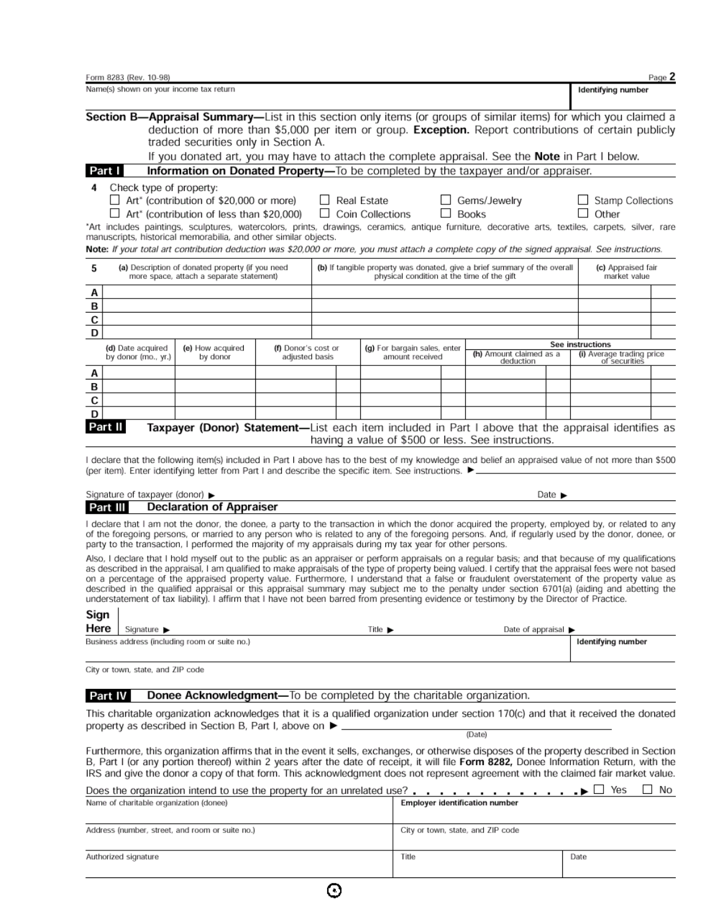Form 8283 (Rev. 10-98) Page **2**

Name(s) shown on your income tax return | **Identifying number**

**Section B—Appraisal Summary—**List in this section only items (or groups of similar items) for which you claimed a deduction of more than $5,000 per item or group. **Exception.** Report contributions of certain publicly traded securities only in Section A.

If you donated art, you may have to attach the complete appraisal. See the **Note** in Part I below.

## Part I Information on Donated Property—To be completed by the taxpayer and/or appraiser.

**4** Check type of property:

- ☐ Art* (contribution of $20,000 or more)
- ☐ Art* (contribution of less than $20,000)
- ☐ Real Estate
- ☐ Coin Collections
- ☐ Gems/Jewelry
- ☐ Books
- ☐ Stamp Collections
- ☐ Other

*Art includes paintings, sculptures, watercolors, prints, drawings, ceramics, antique furniture, decorative arts, textiles, carpets, silver, rare manuscripts, historical memorabilia, and other similar objects.

**Note:** *If your total art contribution deduction was $20,000 or more, you must attach a complete copy of the signed appraisal. See instructions.*

| 5 | (a) Description of donated property (if you need more space, attach a separate statement) | (b) If tangible property was donated, give a brief summary of the overall physical condition at the time of the gift | (c) Appraised fair market value |
|---|---|---|---|
| A | | | |
| B | | | |
| C | | | |
| D | | | |

| | (d) Date acquired by donor (mo., yr.) | (e) How acquired by donor | (f) Donor's cost or adjusted basis | (g) For bargain sales, enter amount received | See instructions: (h) Amount claimed as a deduction | (i) Average trading price of securities |
|---|---|---|---|---|---|---|
| A | | | | | | |
| B | | | | | | |
| C | | | | | | |
| D | | | | | | |

## Part II Taxpayer (Donor) Statement—List each item included in Part I above that the appraisal identifies as having a value of $500 or less. See instructions.

I declare that the following item(s) included in Part I above has to the best of my knowledge and belief an appraised value of not more than $500 (per item). Enter identifying letter from Part I and describe the specific item. See instructions. ▶ ____________

Signature of taxpayer (donor) ▶ ____________ Date ▶ ____________

## Part III Declaration of Appraiser

I declare that I am not the donor, the donee, a party to the transaction in which the donor acquired the property, employed by, or related to any of the foregoing persons, or married to any person who is related to any of the foregoing persons. And, if regularly used by the donor, donee, or party to the transaction, I performed the majority of my appraisals during my tax year for other persons.

Also, I declare that I hold myself out to the public as an appraiser or perform appraisals on a regular basis; and that because of my qualifications as described in the appraisal, I am qualified to make appraisals of the type of property being valued. I certify that the appraisal fees were not based on a percentage of the appraised property value. Furthermore, I understand that a false or fraudulent overstatement of the property value as described in the qualified appraisal or this appraisal summary may subject me to the penalty under section 6701(a) (aiding and abetting the understatement of tax liability). I affirm that I have not been barred from presenting evidence or testimony by the Director of Practice.

**Sign Here** Signature ▶ ____________ Title ▶ ____________ Date of appraisal ▶ ____________

Business address (including room or suite no.) | **Identifying number**

City or town, state, and ZIP code

## Part IV Donee Acknowledgment—To be completed by the charitable organization.

This charitable organization acknowledges that it is a qualified organization under section 170(c) and that it received the donated property as described in Section B, Part I, above on ▶ ____________ (Date)

Furthermore, this organization affirms that in the event it sells, exchanges, or otherwise disposes of the property described in Section B, Part I (or any portion thereof) within 2 years after the date of receipt, it will file **Form 8282,** Donee Information Return, with the IRS and give the donor a copy of that form. This acknowledgment does not represent agreement with the claimed fair market value.

Does the organization intend to use the property for an unrelated use? . . . . . . . . . . . . . . ▶ ☐ Yes ☐ No

| | | |
|---|---|---|
| Name of charitable organization (donee) | **Employer identification number** | |
| Address (number, street, and room or suite no.) | City or town, state, and ZIP code | |
| Authorized signature | Title | Date |